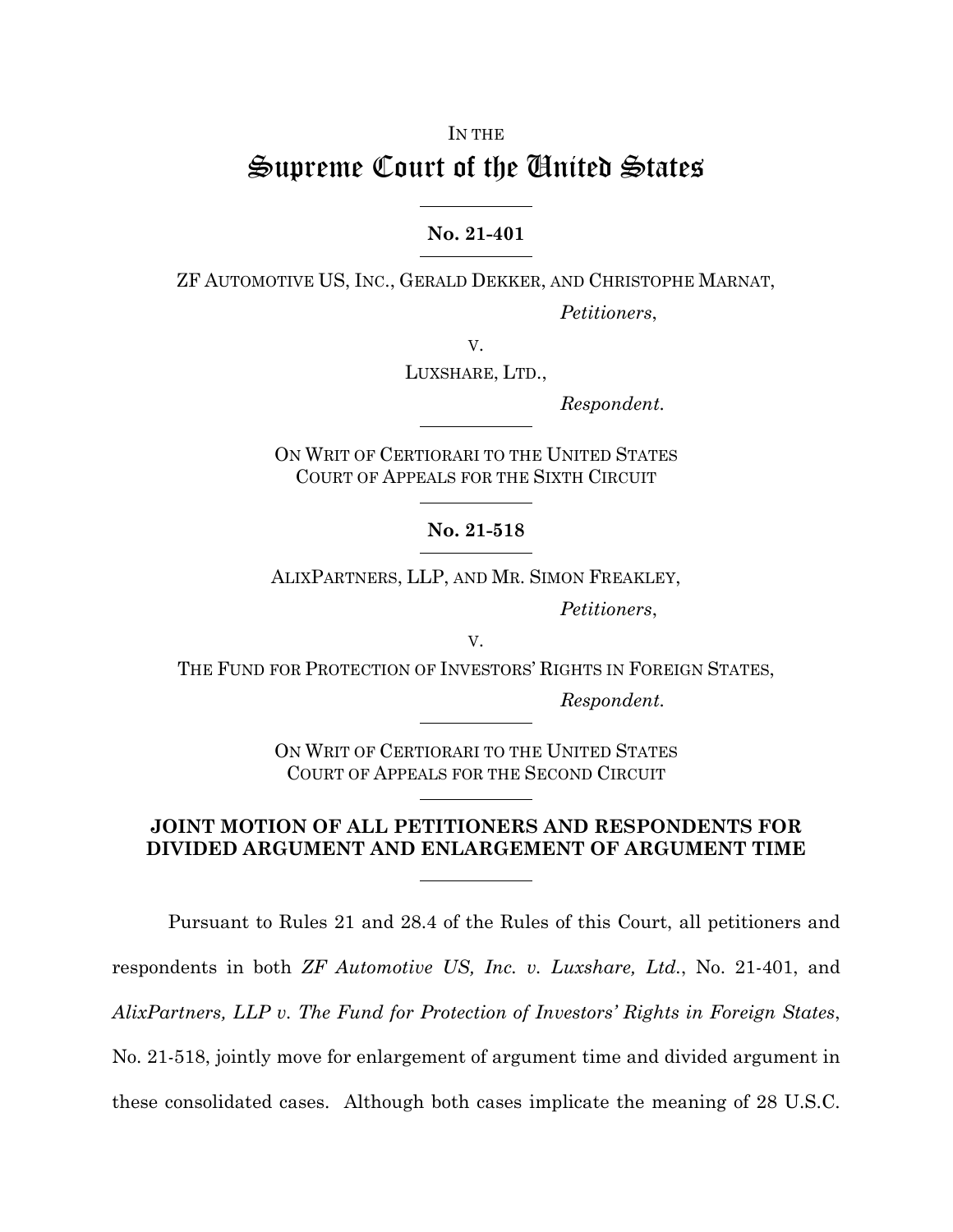IN THE

# Supreme Court of the United States

**No. 21-401**

ZF AUTOMOTIVE US, INC., GERALD DEKKER, AND CHRISTOPHE MARNAT,

*Petitioners*,

V.

LUXSHARE, LTD.,

*Respondent.*

ON WRIT OF CERTIORARI TO THE UNITED STATES COURT OF APPEALS FOR THE SIXTH CIRCUIT

**No. 21-518**

ALIXPARTNERS, LLP, AND MR. SIMON FREAKLEY,

*Petitioners*,

V.

THE FUND FOR PROTECTION OF INVESTORS' RIGHTS IN FOREIGN STATES,

*Respondent.*

ON WRIT OF CERTIORARI TO THE UNITED STATES COURT OF APPEALS FOR THE SECOND CIRCUIT

**JOINT MOTION OF ALL PETITIONERS AND RESPONDENTS FOR DIVIDED ARGUMENT AND ENLARGEMENT OF ARGUMENT TIME**

Pursuant to Rules 21 and 28.4 of the Rules of this Court, all petitioners and respondents in both *ZF Automotive US, Inc. v. Luxshare, Ltd.*, No. 21-401, and *AlixPartners, LLP v. The Fund for Protection of Investors' Rights in Foreign States*, No. 21-518, jointly move for enlargement of argument time and divided argument in these consolidated cases. Although both cases implicate the meaning of 28 U.S.C.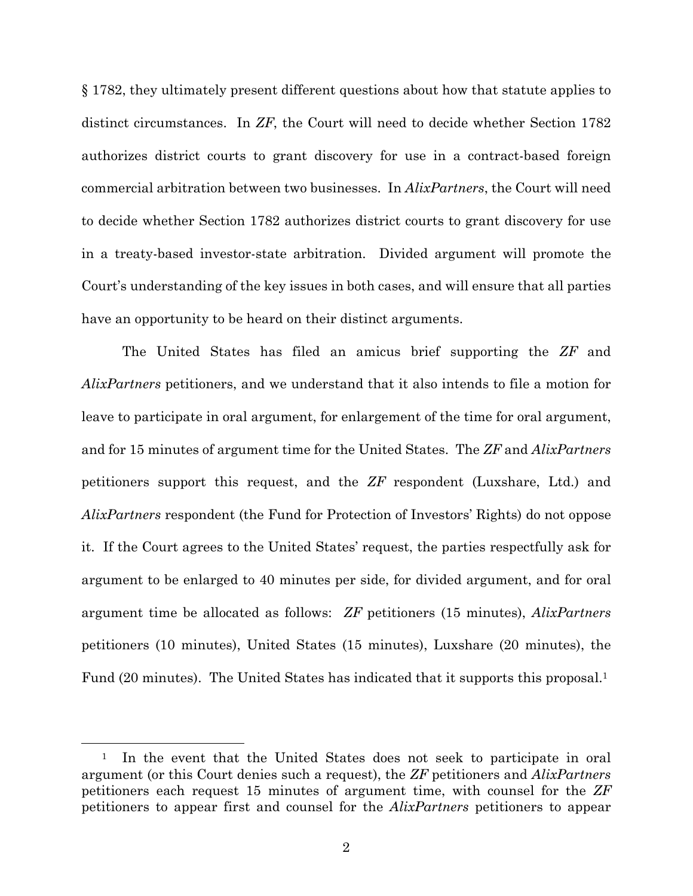§ 1782, they ultimately present different questions about how that statute applies to distinct circumstances. In *ZF*, the Court will need to decide whether Section 1782 authorizes district courts to grant discovery for use in a contract-based foreign commercial arbitration between two businesses. In *AlixPartners*, the Court will need to decide whether Section 1782 authorizes district courts to grant discovery for use in a treaty-based investor-state arbitration. Divided argument will promote the Court's understanding of the key issues in both cases, and will ensure that all parties have an opportunity to be heard on their distinct arguments.

The United States has filed an amicus brief supporting the *ZF* and *AlixPartners* petitioners, and we understand that it also intends to file a motion for leave to participate in oral argument, for enlargement of the time for oral argument, and for 15 minutes of argument time for the United States. The *ZF* and *AlixPartners* petitioners support this request, and the *ZF* respondent (Luxshare, Ltd.) and *AlixPartners* respondent (the Fund for Protection of Investors' Rights) do not oppose it. If the Court agrees to the United States' request, the parties respectfully ask for argument to be enlarged to 40 minutes per side, for divided argument, and for oral argument time be allocated as follows: *ZF* petitioners (15 minutes), *AlixPartners* petitioners (10 minutes), United States (15 minutes), Luxshare (20 minutes), the Fund (20 minutes). The United States has indicated that it supports this proposal.[1]

[1] In the event that the United States does not seek to participate in oral argument (or this Court denies such a request), the *ZF* petitioners and *AlixPartners* petitioners each request 15 minutes of argument time, with counsel for the *ZF* petitioners to appear first and counsel for the *AlixPartners* petitioners to appear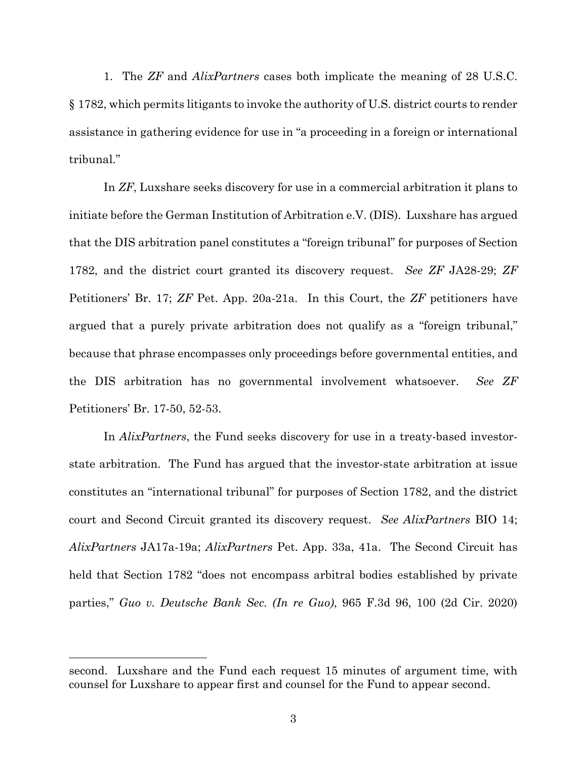1. The *ZF* and *AlixPartners* cases both implicate the meaning of 28 U.S.C. § 1782, which permits litigants to invoke the authority of U.S. district courts to render assistance in gathering evidence for use in "a proceeding in a foreign or international tribunal."

In *ZF*, Luxshare seeks discovery for use in a commercial arbitration it plans to initiate before the German Institution of Arbitration e.V. (DIS). Luxshare has argued that the DIS arbitration panel constitutes a "foreign tribunal" for purposes of Section 1782, and the district court granted its discovery request. *See ZF* JA28-29; *ZF* Petitioners' Br. 17; *ZF* Pet. App. 20a-21a. In this Court, the *ZF* petitioners have argued that a purely private arbitration does not qualify as a "foreign tribunal," because that phrase encompasses only proceedings before governmental entities, and the DIS arbitration has no governmental involvement whatsoever. *See ZF* Petitioners' Br. 17-50, 52-53.

In *AlixPartners*, the Fund seeks discovery for use in a treaty-based investor-state arbitration. The Fund has argued that the investor-state arbitration at issue constitutes an "international tribunal" for purposes of Section 1782, and the district court and Second Circuit granted its discovery request. *See AlixPartners* BIO 14; *AlixPartners* JA17a-19a; *AlixPartners* Pet. App. 33a, 41a. The Second Circuit has held that Section 1782 "does not encompass arbitral bodies established by private parties," *Guo v. Deutsche Bank Sec. (In re Guo)*, 965 F.3d 96, 100 (2d Cir. 2020)

---

second. Luxshare and the Fund each request 15 minutes of argument time, with counsel for Luxshare to appear first and counsel for the Fund to appear second.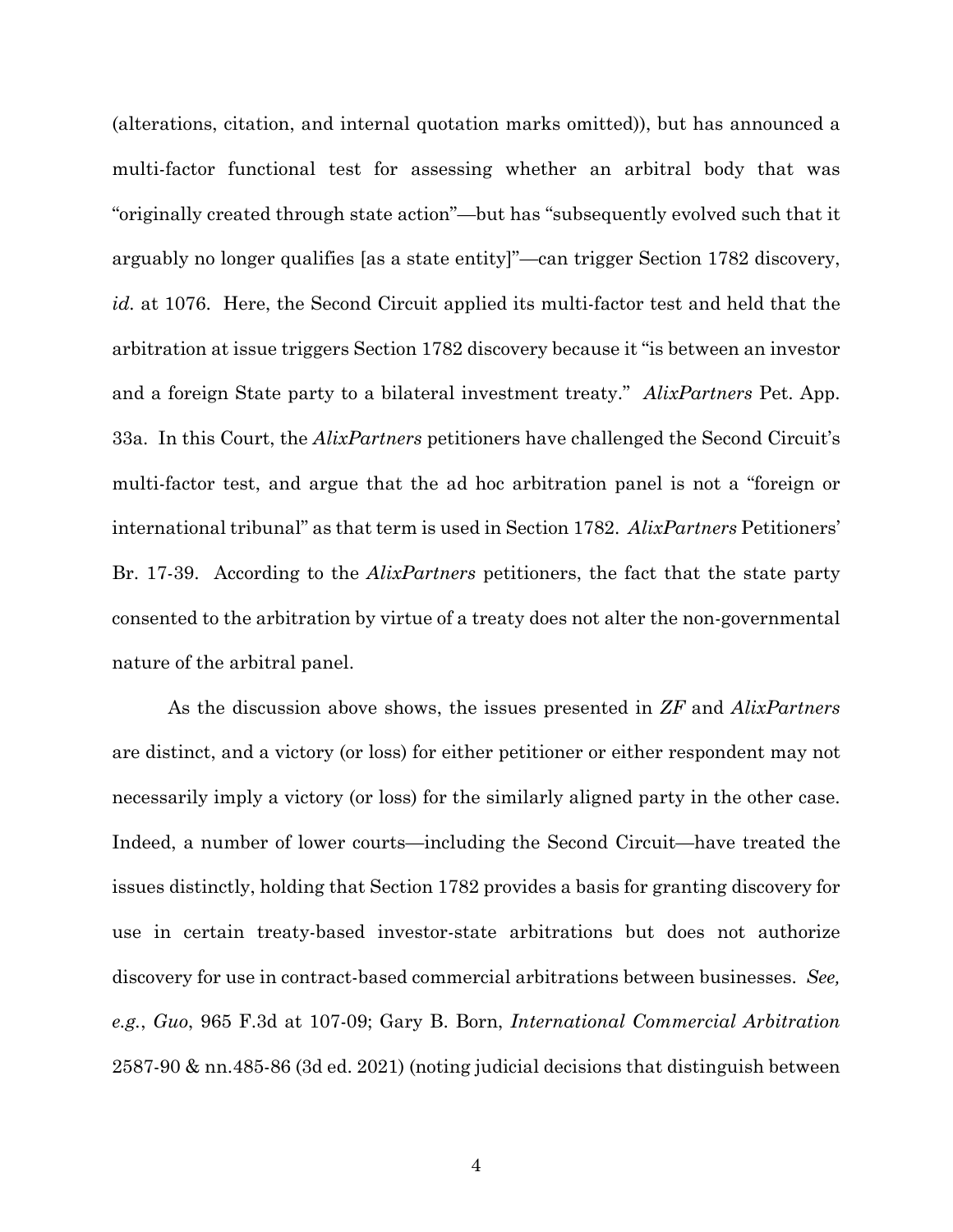(alterations, citation, and internal quotation marks omitted)), but has announced a multi-factor functional test for assessing whether an arbitral body that was "originally created through state action"—but has "subsequently evolved such that it arguably no longer qualifies [as a state entity]"—can trigger Section 1782 discovery, *id.* at 1076. Here, the Second Circuit applied its multi-factor test and held that the arbitration at issue triggers Section 1782 discovery because it "is between an investor and a foreign State party to a bilateral investment treaty." *AlixPartners* Pet. App. 33a. In this Court, the *AlixPartners* petitioners have challenged the Second Circuit's multi-factor test, and argue that the ad hoc arbitration panel is not a "foreign or international tribunal" as that term is used in Section 1782. *AlixPartners* Petitioners' Br. 17-39. According to the *AlixPartners* petitioners, the fact that the state party consented to the arbitration by virtue of a treaty does not alter the non-governmental nature of the arbitral panel.

As the discussion above shows, the issues presented in *ZF* and *AlixPartners* are distinct, and a victory (or loss) for either petitioner or either respondent may not necessarily imply a victory (or loss) for the similarly aligned party in the other case. Indeed, a number of lower courts—including the Second Circuit—have treated the issues distinctly, holding that Section 1782 provides a basis for granting discovery for use in certain treaty-based investor-state arbitrations but does not authorize discovery for use in contract-based commercial arbitrations between businesses. *See, e.g.*, *Guo*, 965 F.3d at 107-09; Gary B. Born, *International Commercial Arbitration* 2587-90 & nn.485-86 (3d ed. 2021) (noting judicial decisions that distinguish between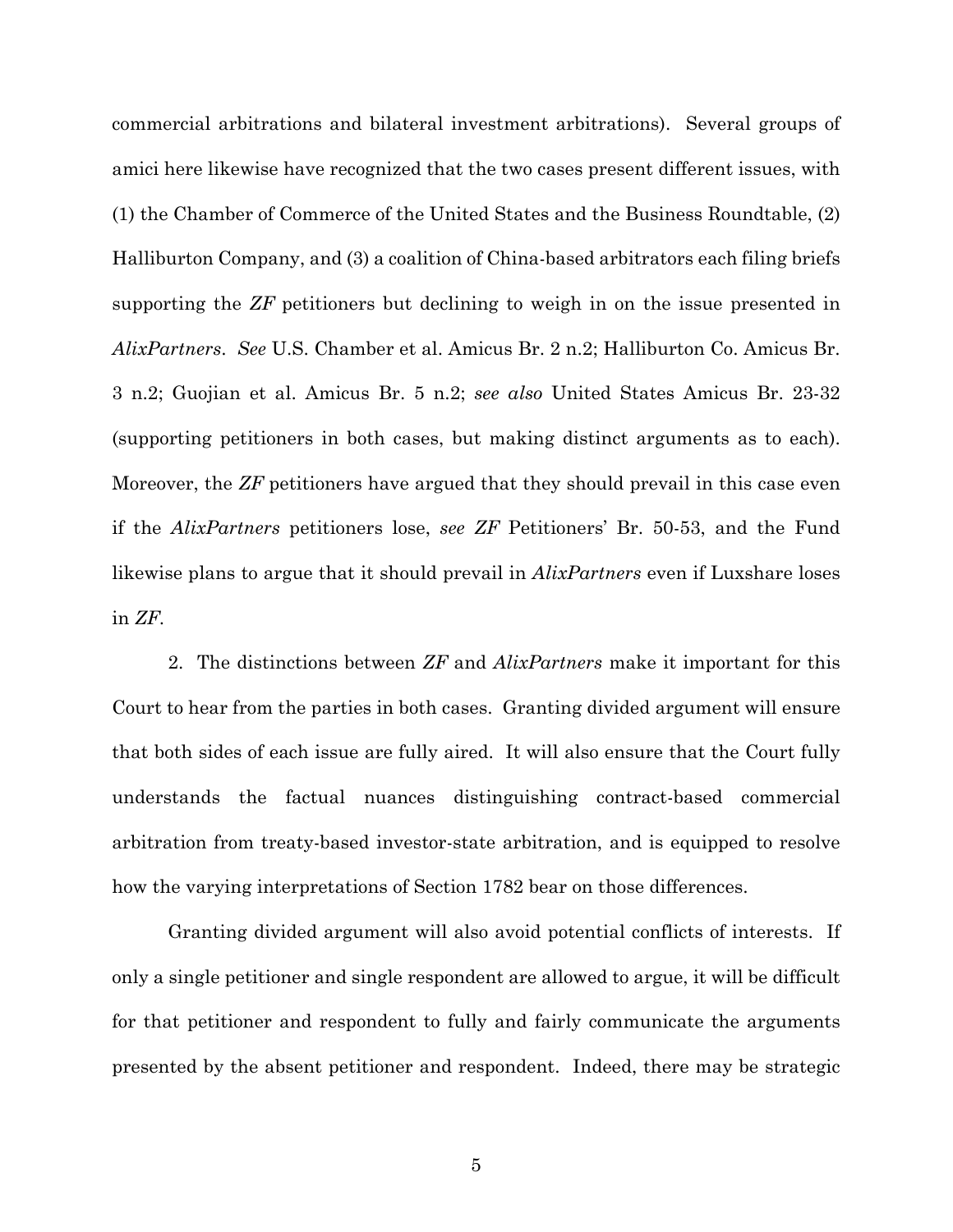commercial arbitrations and bilateral investment arbitrations). Several groups of amici here likewise have recognized that the two cases present different issues, with (1) the Chamber of Commerce of the United States and the Business Roundtable, (2) Halliburton Company, and (3) a coalition of China-based arbitrators each filing briefs supporting the *ZF* petitioners but declining to weigh in on the issue presented in *AlixPartners*. *See* U.S. Chamber et al. Amicus Br. 2 n.2; Halliburton Co. Amicus Br. 3 n.2; Guojian et al. Amicus Br. 5 n.2; *see also* United States Amicus Br. 23-32 (supporting petitioners in both cases, but making distinct arguments as to each). Moreover, the *ZF* petitioners have argued that they should prevail in this case even if the *AlixPartners* petitioners lose, *see ZF* Petitioners' Br. 50-53, and the Fund likewise plans to argue that it should prevail in *AlixPartners* even if Luxshare loses in *ZF*.

2. The distinctions between *ZF* and *AlixPartners* make it important for this Court to hear from the parties in both cases. Granting divided argument will ensure that both sides of each issue are fully aired. It will also ensure that the Court fully understands the factual nuances distinguishing contract-based commercial arbitration from treaty-based investor-state arbitration, and is equipped to resolve how the varying interpretations of Section 1782 bear on those differences.

Granting divided argument will also avoid potential conflicts of interests. If only a single petitioner and single respondent are allowed to argue, it will be difficult for that petitioner and respondent to fully and fairly communicate the arguments presented by the absent petitioner and respondent. Indeed, there may be strategic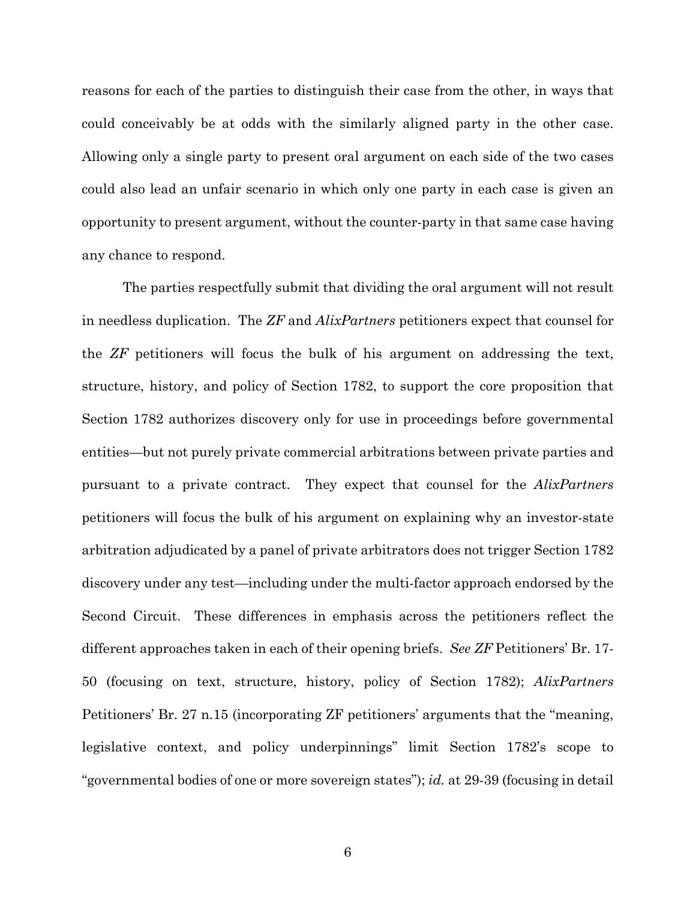reasons for each of the parties to distinguish their case from the other, in ways that could conceivably be at odds with the similarly aligned party in the other case. Allowing only a single party to present oral argument on each side of the two cases could also lead an unfair scenario in which only one party in each case is given an opportunity to present argument, without the counter-party in that same case having any chance to respond.

The parties respectfully submit that dividing the oral argument will not result in needless duplication. The *ZF* and *AlixPartners* petitioners expect that counsel for the *ZF* petitioners will focus the bulk of his argument on addressing the text, structure, history, and policy of Section 1782, to support the core proposition that Section 1782 authorizes discovery only for use in proceedings before governmental entities—but not purely private commercial arbitrations between private parties and pursuant to a private contract. They expect that counsel for the *AlixPartners* petitioners will focus the bulk of his argument on explaining why an investor-state arbitration adjudicated by a panel of private arbitrators does not trigger Section 1782 discovery under any test—including under the multi-factor approach endorsed by the Second Circuit. These differences in emphasis across the petitioners reflect the different approaches taken in each of their opening briefs. *See ZF* Petitioners' Br. 17-50 (focusing on text, structure, history, policy of Section 1782); *AlixPartners* Petitioners' Br. 27 n.15 (incorporating ZF petitioners' arguments that the "meaning, legislative context, and policy underpinnings" limit Section 1782's scope to "governmental bodies of one or more sovereign states"); *id.* at 29-39 (focusing in detail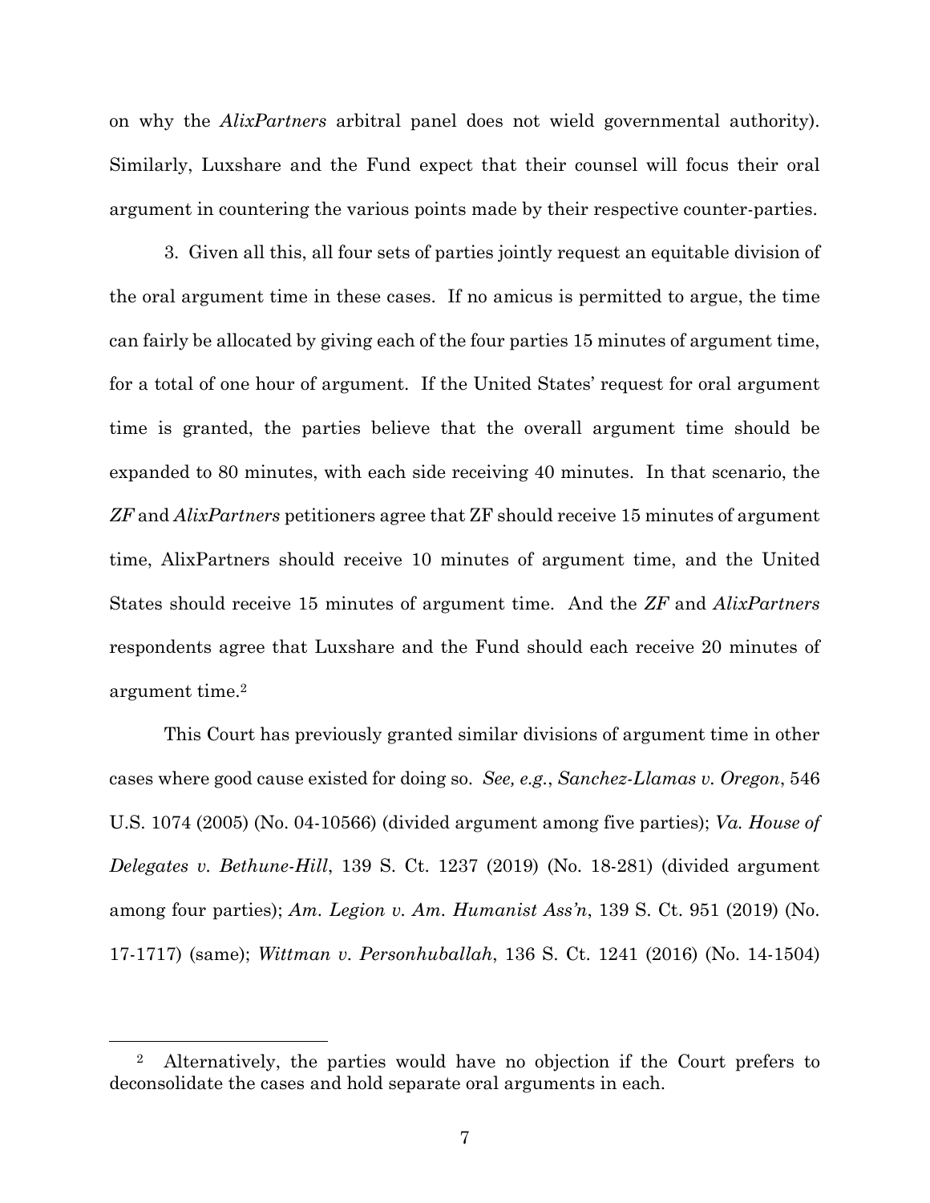on why the *AlixPartners* arbitral panel does not wield governmental authority). Similarly, Luxshare and the Fund expect that their counsel will focus their oral argument in countering the various points made by their respective counter-parties.

3. Given all this, all four sets of parties jointly request an equitable division of the oral argument time in these cases. If no amicus is permitted to argue, the time can fairly be allocated by giving each of the four parties 15 minutes of argument time, for a total of one hour of argument. If the United States' request for oral argument time is granted, the parties believe that the overall argument time should be expanded to 80 minutes, with each side receiving 40 minutes. In that scenario, the *ZF* and *AlixPartners* petitioners agree that ZF should receive 15 minutes of argument time, AlixPartners should receive 10 minutes of argument time, and the United States should receive 15 minutes of argument time. And the *ZF* and *AlixPartners* respondents agree that Luxshare and the Fund should each receive 20 minutes of argument time.[2]

This Court has previously granted similar divisions of argument time in other cases where good cause existed for doing so. *See, e.g.*, *Sanchez-Llamas v. Oregon*, 546 U.S. 1074 (2005) (No. 04-10566) (divided argument among five parties); *Va. House of Delegates v. Bethune-Hill*, 139 S. Ct. 1237 (2019) (No. 18-281) (divided argument among four parties); *Am. Legion v. Am. Humanist Ass'n*, 139 S. Ct. 951 (2019) (No. 17-1717) (same); *Wittman v. Personhuballah*, 136 S. Ct. 1241 (2016) (No. 14-1504)

---

[2] Alternatively, the parties would have no objection if the Court prefers to deconsolidate the cases and hold separate oral arguments in each.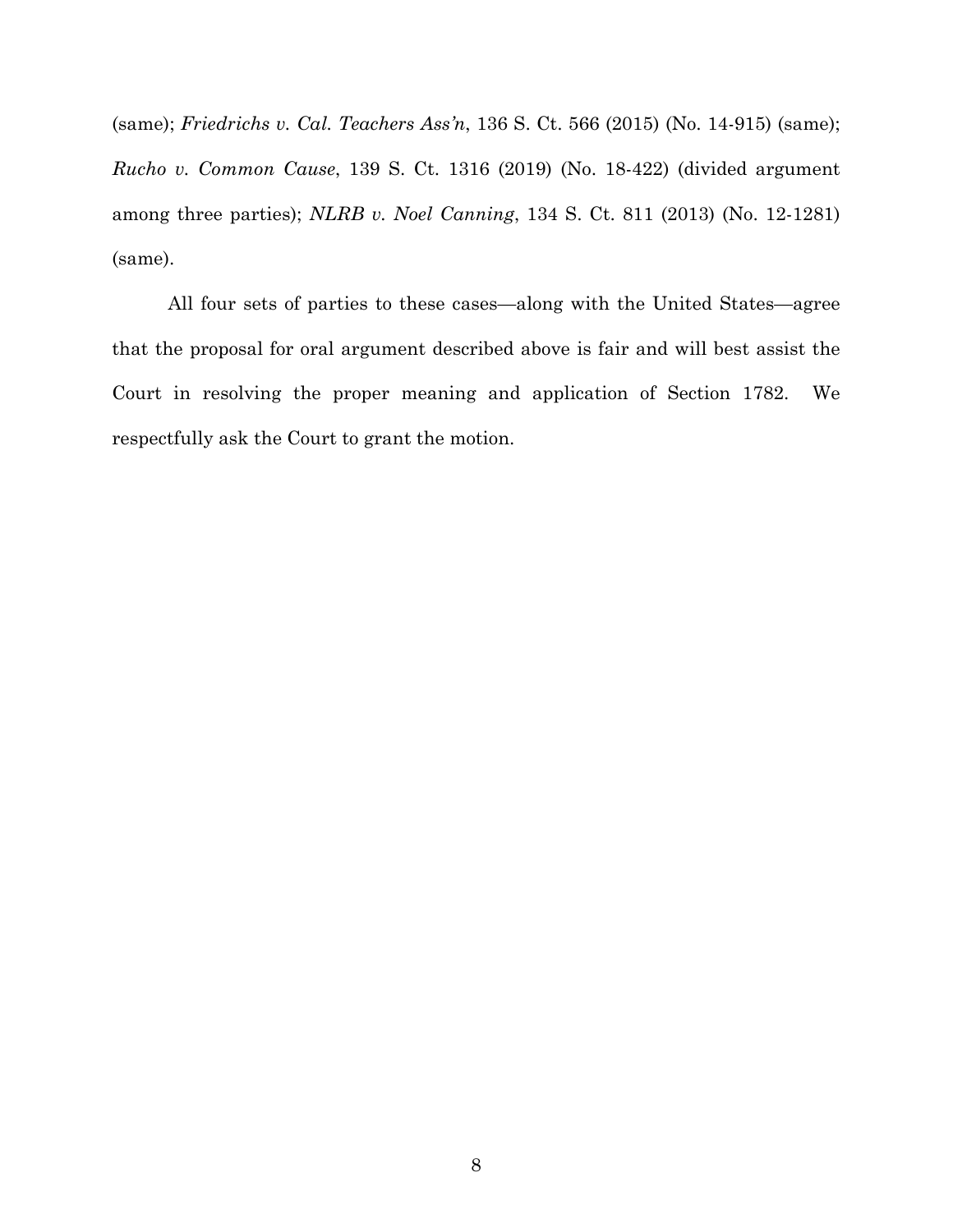(same); *Friedrichs v. Cal. Teachers Ass'n*, 136 S. Ct. 566 (2015) (No. 14-915) (same); *Rucho v. Common Cause*, 139 S. Ct. 1316 (2019) (No. 18-422) (divided argument among three parties); *NLRB v. Noel Canning*, 134 S. Ct. 811 (2013) (No. 12-1281) (same).

All four sets of parties to these cases—along with the United States—agree that the proposal for oral argument described above is fair and will best assist the Court in resolving the proper meaning and application of Section 1782. We respectfully ask the Court to grant the motion.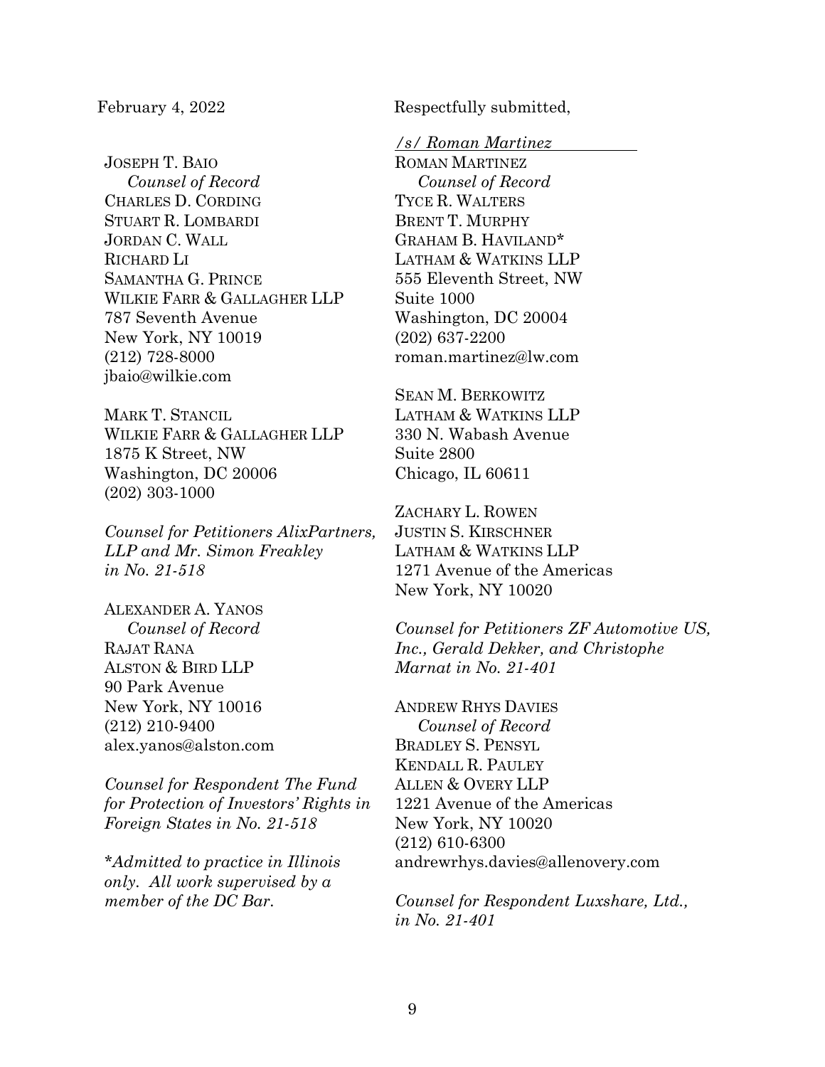February 4, 2022

Respectfully submitted,

*/s/ Roman Martinez*

ROMAN MARTINEZ
*Counsel of Record*
TYCE R. WALTERS
BRENT T. MURPHY
GRAHAM B. HAVILAND*
LATHAM & WATKINS LLP
555 Eleventh Street, NW
Suite 1000
Washington, DC 20004
(202) 637-2200
roman.martinez@lw.com

SEAN M. BERKOWITZ
LATHAM & WATKINS LLP
330 N. Wabash Avenue
Suite 2800
Chicago, IL 60611

ZACHARY L. ROWEN
JUSTIN S. KIRSCHNER
LATHAM & WATKINS LLP
1271 Avenue of the Americas
New York, NY 10020

*Counsel for Petitioners ZF Automotive US, Inc., Gerald Dekker, and Christophe Marnat in No. 21-401*

ANDREW RHYS DAVIES
*Counsel of Record*
BRADLEY S. PENSYL
KENDALL R. PAULEY
ALLEN & OVERY LLP
1221 Avenue of the Americas
New York, NY 10020
(212) 610-6300
andrewrhys.davies@allenovery.com

*Counsel for Respondent Luxshare, Ltd., in No. 21-401*

JOSEPH T. BAIO
*Counsel of Record*
CHARLES D. CORDING
STUART R. LOMBARDI
JORDAN C. WALL
RICHARD LI
SAMANTHA G. PRINCE
WILKIE FARR & GALLAGHER LLP
787 Seventh Avenue
New York, NY 10019
(212) 728-8000
jbaio@wilkie.com

MARK T. STANCIL
WILKIE FARR & GALLAGHER LLP
1875 K Street, NW
Washington, DC 20006
(202) 303-1000

*Counsel for Petitioners AlixPartners, LLP and Mr. Simon Freakley in No. 21-518*

ALEXANDER A. YANOS
*Counsel of Record*
RAJAT RANA
ALSTON & BIRD LLP
90 Park Avenue
New York, NY 10016
(212) 210-9400
alex.yanos@alston.com

*Counsel for Respondent The Fund for Protection of Investors' Rights in Foreign States in No. 21-518*

**Admitted to practice in Illinois only. All work supervised by a member of the DC Bar.*